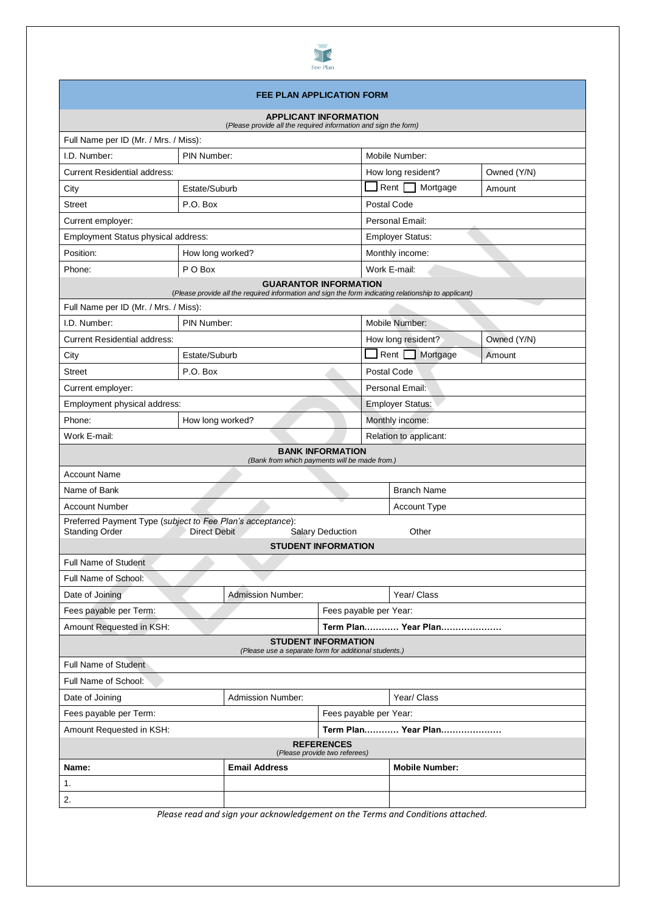Fee Plan

# FEE PLAN APPLICATION FORM

## APPLICANT INFORMATION

*(Please provide all the required information and sign the form)*

| | | | |
|---|---|---|---|
| Full Name per ID (Mr. / Mrs. / Miss): | | | |
| I.D. Number: | PIN Number: | Mobile Number: | |
| Current Residential address: | | How long resident? | Owned (Y/N) |
| City | Estate/Suburb | ☐ Rent ☐ Mortgage | Amount |
| Street | P.O. Box | Postal Code | |
| Current employer: | | Personal Email: | |
| Employment Status physical address: | | Employer Status: | |
| Position: | How long worked? | Monthly income: | |
| Phone: | P O Box | Work E-mail: | |

## GUARANTOR INFORMATION

*(Please provide all the required information and sign the form indicating relationship to applicant)*

| | | | |
|---|---|---|---|
| Full Name per ID (Mr. / Mrs. / Miss): | | | |
| I.D. Number: | PIN Number: | Mobile Number: | |
| Current Residential address: | | How long resident? | Owned (Y/N) |
| City | Estate/Suburb | ☐ Rent ☐ Mortgage | Amount |
| Street | P.O. Box | Postal Code | |
| Current employer: | | Personal Email: | |
| Employment physical address: | | Employer Status: | |
| Phone: | How long worked? | Monthly income: | |
| Work E-mail: | | Relation to applicant: | |

## BANK INFORMATION

*(Bank from which payments will be made from.)*

| | |
|---|---|
| Account Name | |
| Name of Bank | Branch Name |
| Account Number | Account Type |

Preferred Payment Type (*subject to Fee Plan's acceptance*):
Standing Order Direct Debit Salary Deduction Other

## STUDENT INFORMATION

| | | |
|---|---|---|
| Full Name of Student | | |
| Full Name of School: | | |
| Date of Joining | Admission Number: | Year/ Class |
| Fees payable per Term: | Fees payable per Year: | |
| Amount Requested in KSH: | **Term Plan………… Year Plan…………………** | |

## STUDENT INFORMATION

*(Please use a separate form for additional students.)*

| | | |
|---|---|---|
| Full Name of Student | | |
| Full Name of School: | | |
| Date of Joining | Admission Number: | Year/ Class |
| Fees payable per Term: | Fees payable per Year: | |
| Amount Requested in KSH: | **Term Plan………… Year Plan…………………** | |

## REFERENCES

*(Please provide two referees)*

| **Name:** | **Email Address** | **Mobile Number:** |
|---|---|---|
| 1. | | |
| 2. | | |

*Please read and sign your acknowledgement on the Terms and Conditions attached.*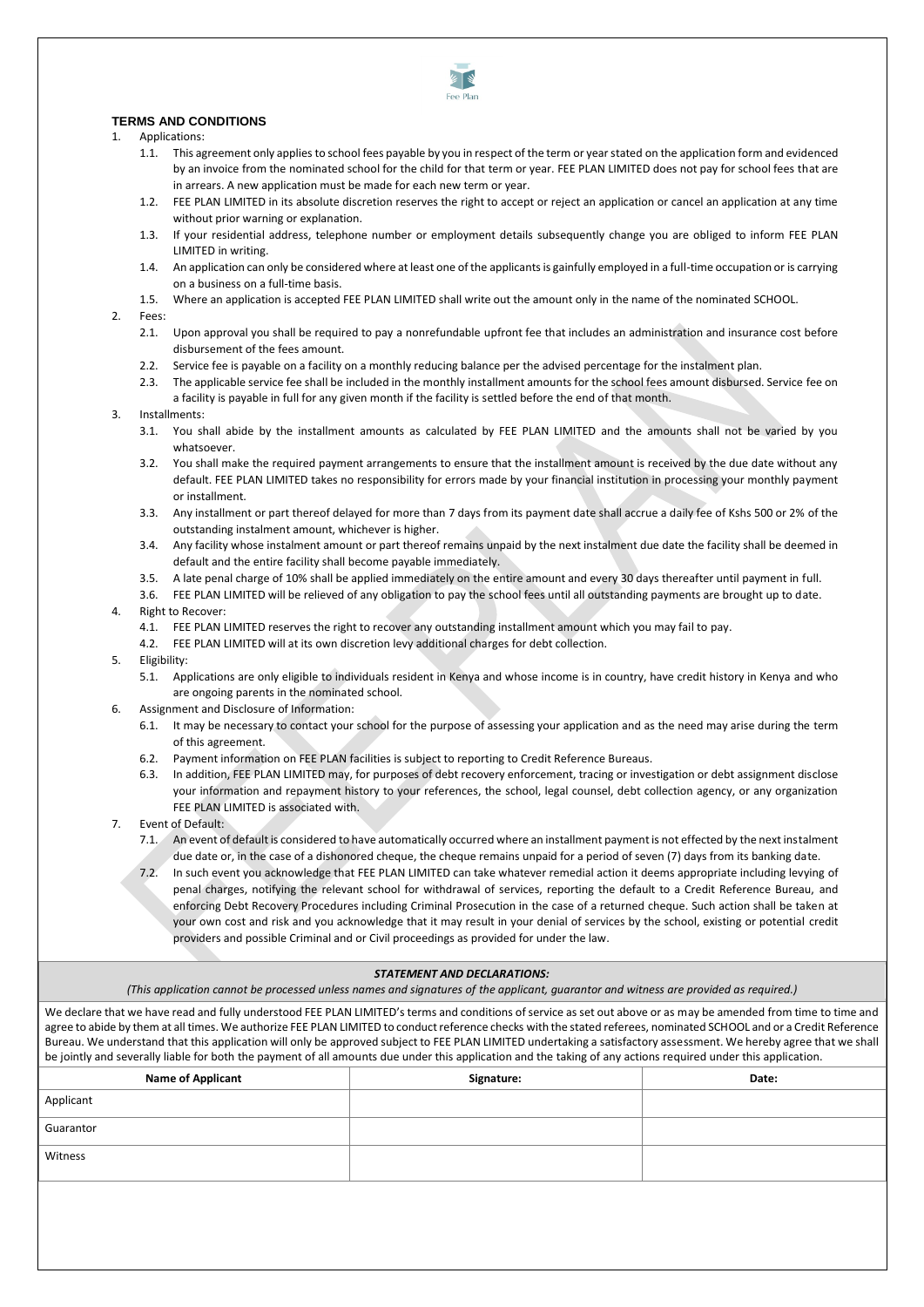## TERMS AND CONDITIONS

1. Applications:
   - 1.1. This agreement only applies to school fees payable by you in respect of the term or year stated on the application form and evidenced by an invoice from the nominated school for the child for that term or year. FEE PLAN LIMITED does not pay for school fees that are in arrears. A new application must be made for each new term or year.
   - 1.2. FEE PLAN LIMITED in its absolute discretion reserves the right to accept or reject an application or cancel an application at any time without prior warning or explanation.
   - 1.3. If your residential address, telephone number or employment details subsequently change you are obliged to inform FEE PLAN LIMITED in writing.
   - 1.4. An application can only be considered where at least one of the applicants is gainfully employed in a full-time occupation or is carrying on a business on a full-time basis.
   - 1.5. Where an application is accepted FEE PLAN LIMITED shall write out the amount only in the name of the nominated SCHOOL.
2. Fees:
   - 2.1. Upon approval you shall be required to pay a nonrefundable upfront fee that includes an administration and insurance cost before disbursement of the fees amount.
   - 2.2. Service fee is payable on a facility on a monthly reducing balance per the advised percentage for the instalment plan.
   - 2.3. The applicable service fee shall be included in the monthly installment amounts for the school fees amount disbursed. Service fee on a facility is payable in full for any given month if the facility is settled before the end of that month.
3. Installments:
   - 3.1. You shall abide by the installment amounts as calculated by FEE PLAN LIMITED and the amounts shall not be varied by you whatsoever.
   - 3.2. You shall make the required payment arrangements to ensure that the installment amount is received by the due date without any default. FEE PLAN LIMITED takes no responsibility for errors made by your financial institution in processing your monthly payment or installment.
   - 3.3. Any installment or part thereof delayed for more than 7 days from its payment date shall accrue a daily fee of Kshs 500 or 2% of the outstanding instalment amount, whichever is higher.
   - 3.4. Any facility whose instalment amount or part thereof remains unpaid by the next instalment due date the facility shall be deemed in default and the entire facility shall become payable immediately.
   - 3.5. A late penal charge of 10% shall be applied immediately on the entire amount and every 30 days thereafter until payment in full.
   - 3.6. FEE PLAN LIMITED will be relieved of any obligation to pay the school fees until all outstanding payments are brought up to date.
4. Right to Recover:
   - 4.1. FEE PLAN LIMITED reserves the right to recover any outstanding installment amount which you may fail to pay.
   - 4.2. FEE PLAN LIMITED will at its own discretion levy additional charges for debt collection.
5. Eligibility:
   - 5.1. Applications are only eligible to individuals resident in Kenya and whose income is in country, have credit history in Kenya and who are ongoing parents in the nominated school.
6. Assignment and Disclosure of Information:
   - 6.1. It may be necessary to contact your school for the purpose of assessing your application and as the need may arise during the term of this agreement.
   - 6.2. Payment information on FEE PLAN facilities is subject to reporting to Credit Reference Bureaus.
   - 6.3. In addition, FEE PLAN LIMITED may, for purposes of debt recovery enforcement, tracing or investigation or debt assignment disclose your information and repayment history to your references, the school, legal counsel, debt collection agency, or any organization FEE PLAN LIMITED is associated with.
7. Event of Default:
   - 7.1. An event of default is considered to have automatically occurred where an installment payment is not effected by the next instalment due date or, in the case of a dishonored cheque, the cheque remains unpaid for a period of seven (7) days from its banking date.
   - 7.2. In such event you acknowledge that FEE PLAN LIMITED can take whatever remedial action it deems appropriate including levying of penal charges, notifying the relevant school for withdrawal of services, reporting the default to a Credit Reference Bureau, and enforcing Debt Recovery Procedures including Criminal Prosecution in the case of a returned cheque. Such action shall be taken at your own cost and risk and you acknowledge that it may result in your denial of services by the school, existing or potential credit providers and possible Criminal and or Civil proceedings as provided for under the law.

***STATEMENT AND DECLARATIONS:***

*(This application cannot be processed unless names and signatures of the applicant, guarantor and witness are provided as required.)*

We declare that we have read and fully understood FEE PLAN LIMITED's terms and conditions of service as set out above or as may be amended from time to time and agree to abide by them at all times. We authorize FEE PLAN LIMITED to conduct reference checks with the stated referees, nominated SCHOOL and or a Credit Reference Bureau. We understand that this application will only be approved subject to FEE PLAN LIMITED undertaking a satisfactory assessment. We hereby agree that we shall be jointly and severally liable for both the payment of all amounts due under this application and the taking of any actions required under this application.

| Name of Applicant | Signature: | Date: |
|---|---|---|
| Applicant | | |
| Guarantor | | |
| Witness | | |